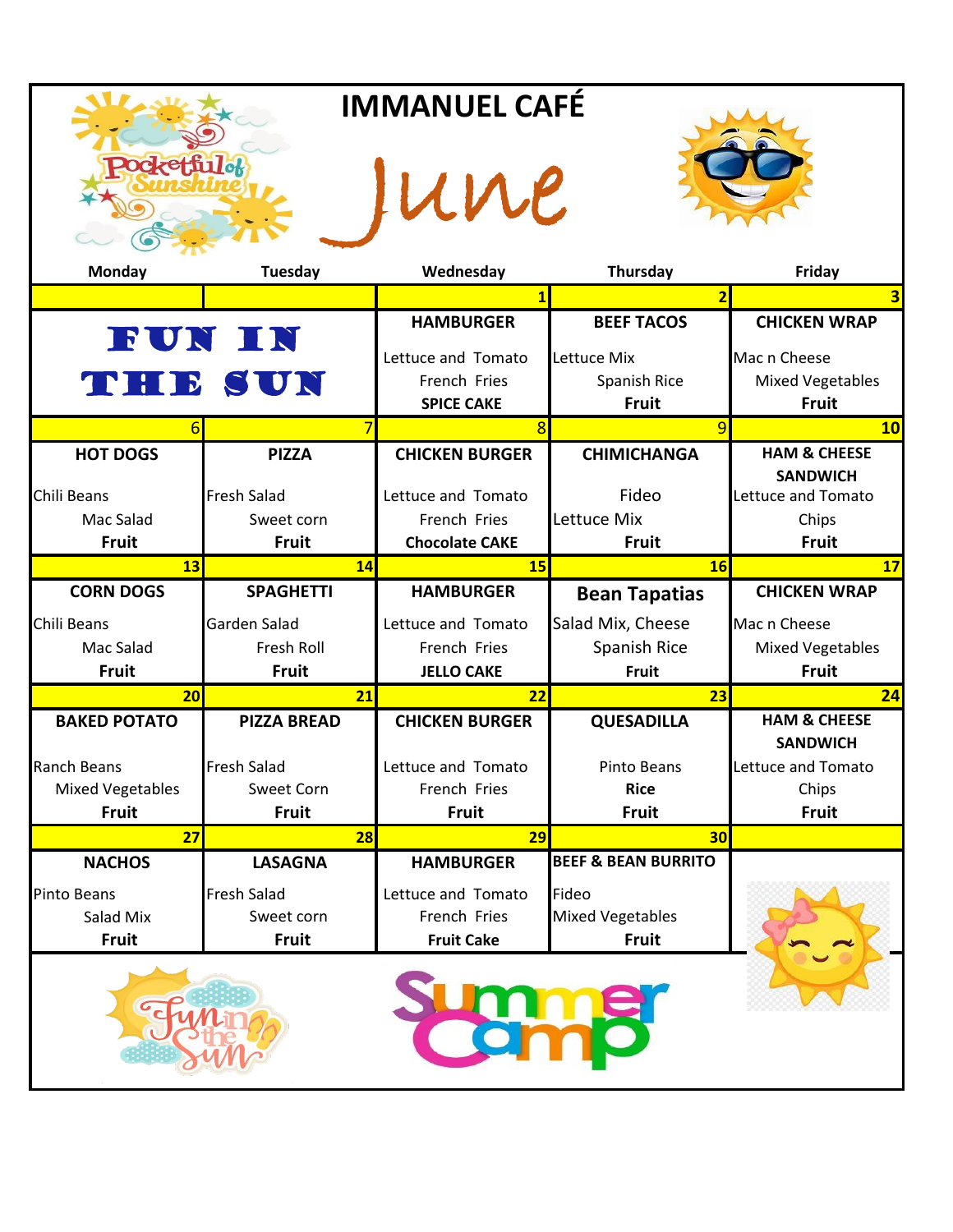# IMMANUEL CAFÉ

## June

| Monday | Tuesday | Wednesday | Thursday | Friday |
|---|---|---|---|---|
| | | 1 | 2 | 3 |
| **FUN IN THE SUN** | | **HAMBURGER**<br>Lettuce and Tomato<br>French Fries<br>**SPICE CAKE** | **BEEF TACOS**<br>Lettuce Mix<br>Spanish Rice<br>**Fruit** | **CHICKEN WRAP**<br>Mac n Cheese<br>Mixed Vegetables<br>**Fruit** |
| 6 | 7 | 8 | 9 | 10 |
| **HOT DOGS**<br>Chili Beans<br>Mac Salad<br>**Fruit** | **PIZZA**<br>Fresh Salad<br>Sweet corn<br>**Fruit** | **CHICKEN BURGER**<br>Lettuce and Tomato<br>French Fries<br>**Chocolate CAKE** | **CHIMICHANGA**<br>Fideo<br>Lettuce Mix<br>**Fruit** | **HAM & CHEESE SANDWICH**<br>Lettuce and Tomato<br>Chips<br>**Fruit** |
| 13 | 14 | 15 | 16 | 17 |
| **CORN DOGS**<br>Chili Beans<br>Mac Salad<br>**Fruit** | **SPAGHETTI**<br>Garden Salad<br>Fresh Roll<br>**Fruit** | **HAMBURGER**<br>Lettuce and Tomato<br>French Fries<br>**JELLO CAKE** | **Bean Tapatias**<br>Salad Mix, Cheese<br>Spanish Rice<br>Fruit | **CHICKEN WRAP**<br>Mac n Cheese<br>Mixed Vegetables<br>**Fruit** |
| 20 | 21 | 22 | 23 | 24 |
| **BAKED POTATO**<br>Ranch Beans<br>Mixed Vegetables<br>**Fruit** | **PIZZA BREAD**<br>Fresh Salad<br>Sweet Corn<br>**Fruit** | **CHICKEN BURGER**<br>Lettuce and Tomato<br>French Fries<br>**Fruit** | **QUESADILLA**<br>Pinto Beans<br>**Rice**<br>**Fruit** | **HAM & CHEESE SANDWICH**<br>Lettuce and Tomato<br>Chips<br>**Fruit** |
| 27 | 28 | 29 | 30 | |
| **NACHOS**<br>Pinto Beans<br>Salad Mix<br>**Fruit** | **LASAGNA**<br>Fresh Salad<br>Sweet corn<br>**Fruit** | **HAMBURGER**<br>Lettuce and Tomato<br>French Fries<br>**Fruit Cake** | **BEEF & BEAN BURRITO**<br>Fideo<br>Mixed Vegetables<br>**Fruit** | |

Fun in the Sun

Summer Camp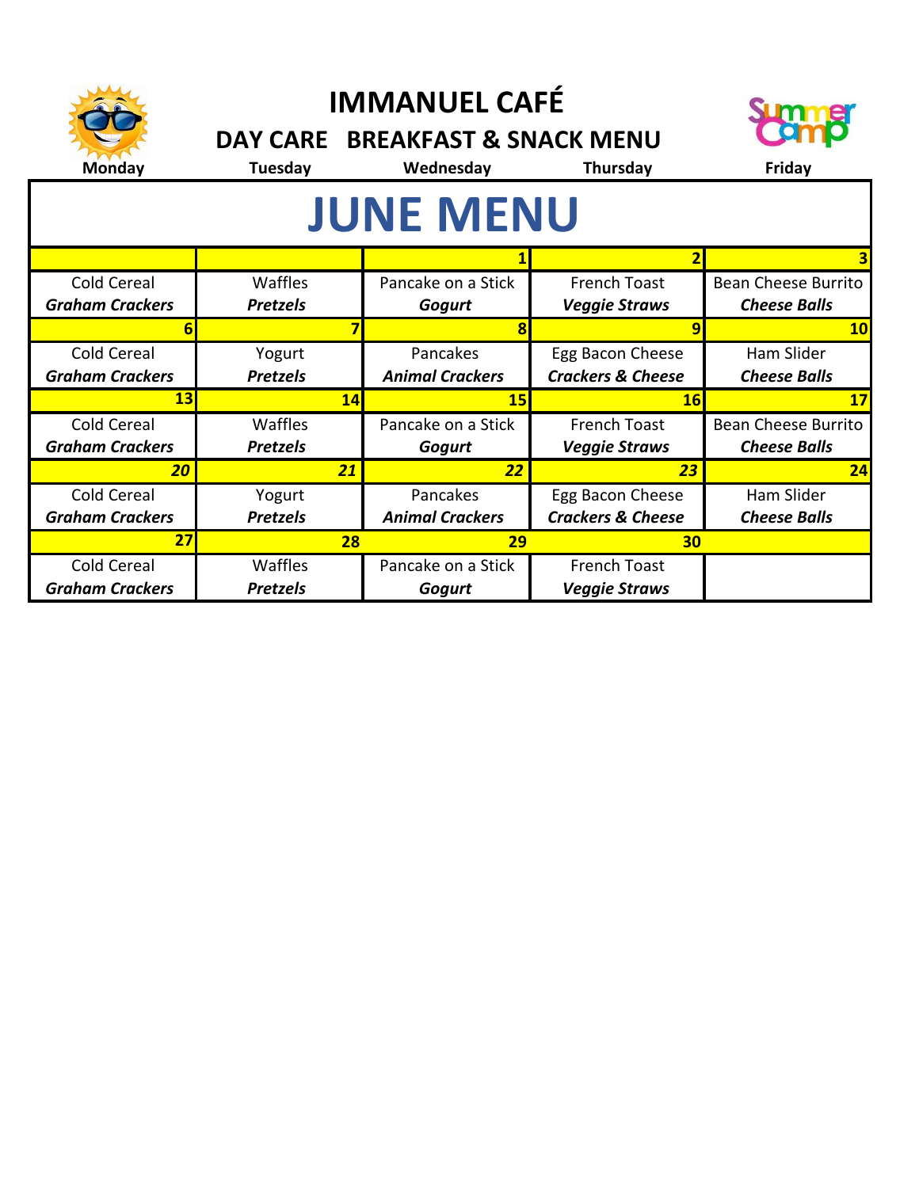# IMMANUEL CAFÉ

## DAY CARE BREAKFAST & SNACK MENU

# JUNE MENU

| Monday | Tuesday | Wednesday | Thursday | Friday |
|---|---|---|---|---|
| | | 1 | 2 | 3 |
| Cold Cereal<br>***Graham Crackers*** | Waffles<br>***Pretzels*** | Pancake on a Stick<br>***Gogurt*** | French Toast<br>***Veggie Straws*** | Bean Cheese Burrito<br>***Cheese Balls*** |
| 6 | 7 | 8 | 9 | 10 |
| Cold Cereal<br>***Graham Crackers*** | Yogurt<br>***Pretzels*** | Pancakes<br>***Animal Crackers*** | Egg Bacon Cheese<br>***Crackers & Cheese*** | Ham Slider<br>***Cheese Balls*** |
| 13 | 14 | 15 | 16 | 17 |
| Cold Cereal<br>***Graham Crackers*** | Waffles<br>***Pretzels*** | Pancake on a Stick<br>***Gogurt*** | French Toast<br>***Veggie Straws*** | Bean Cheese Burrito<br>***Cheese Balls*** |
| 20 | 21 | 22 | 23 | 24 |
| Cold Cereal<br>***Graham Crackers*** | Yogurt<br>***Pretzels*** | Pancakes<br>***Animal Crackers*** | Egg Bacon Cheese<br>***Crackers & Cheese*** | Ham Slider<br>***Cheese Balls*** |
| 27 | 28 | 29 | 30 | |
| Cold Cereal<br>***Graham Crackers*** | Waffles<br>***Pretzels*** | Pancake on a Stick<br>***Gogurt*** | French Toast<br>***Veggie Straws*** | |